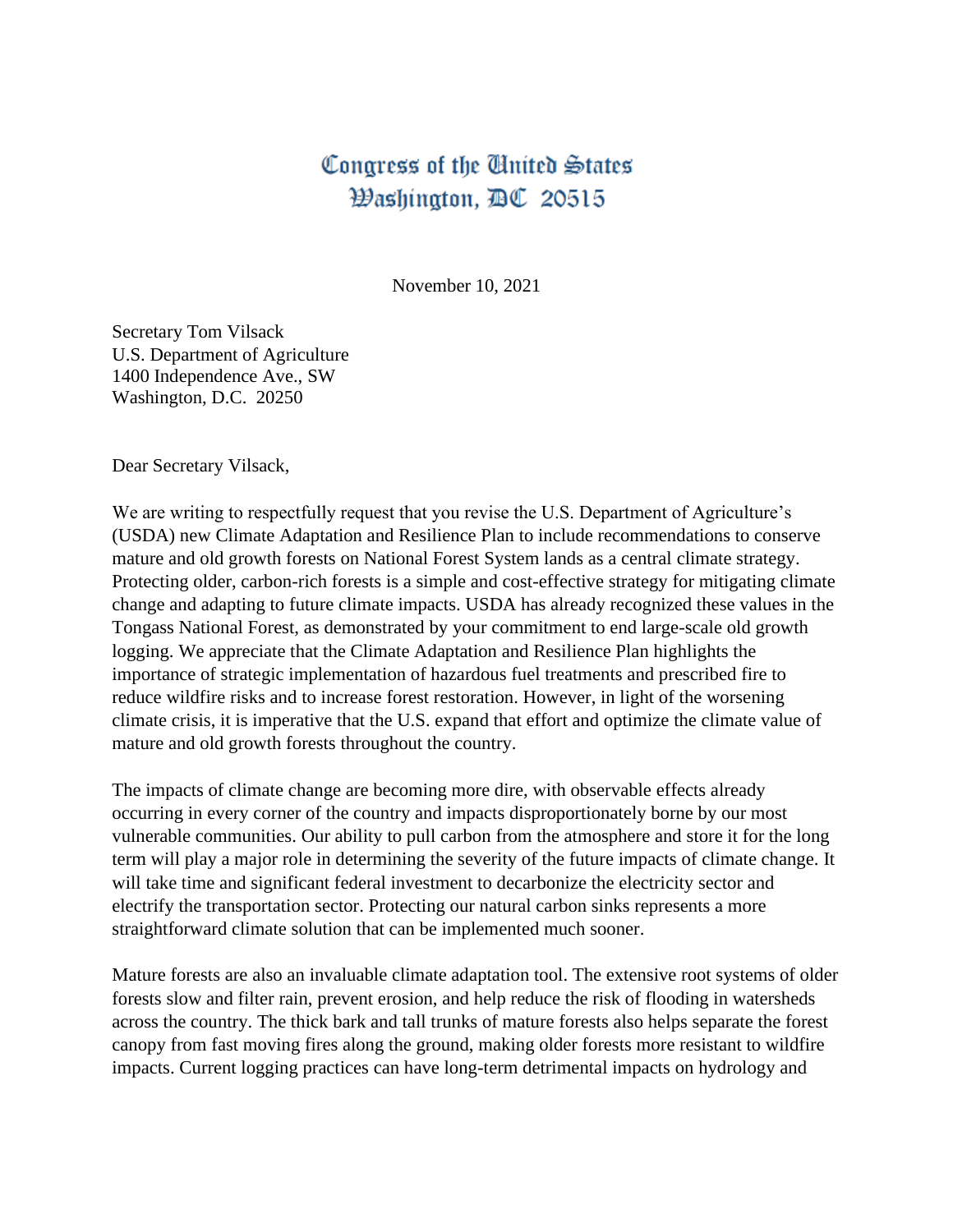# Congress of the United States
# Washington, DC 20515

November 10, 2021

Secretary Tom Vilsack  
U.S. Department of Agriculture  
1400 Independence Ave., SW  
Washington, D.C. 20250

Dear Secretary Vilsack,

We are writing to respectfully request that you revise the U.S. Department of Agriculture's (USDA) new Climate Adaptation and Resilience Plan to include recommendations to conserve mature and old growth forests on National Forest System lands as a central climate strategy. Protecting older, carbon-rich forests is a simple and cost-effective strategy for mitigating climate change and adapting to future climate impacts. USDA has already recognized these values in the Tongass National Forest, as demonstrated by your commitment to end large-scale old growth logging. We appreciate that the Climate Adaptation and Resilience Plan highlights the importance of strategic implementation of hazardous fuel treatments and prescribed fire to reduce wildfire risks and to increase forest restoration. However, in light of the worsening climate crisis, it is imperative that the U.S. expand that effort and optimize the climate value of mature and old growth forests throughout the country.

The impacts of climate change are becoming more dire, with observable effects already occurring in every corner of the country and impacts disproportionately borne by our most vulnerable communities. Our ability to pull carbon from the atmosphere and store it for the long term will play a major role in determining the severity of the future impacts of climate change. It will take time and significant federal investment to decarbonize the electricity sector and electrify the transportation sector. Protecting our natural carbon sinks represents a more straightforward climate solution that can be implemented much sooner.

Mature forests are also an invaluable climate adaptation tool. The extensive root systems of older forests slow and filter rain, prevent erosion, and help reduce the risk of flooding in watersheds across the country. The thick bark and tall trunks of mature forests also helps separate the forest canopy from fast moving fires along the ground, making older forests more resistant to wildfire impacts. Current logging practices can have long-term detrimental impacts on hydrology and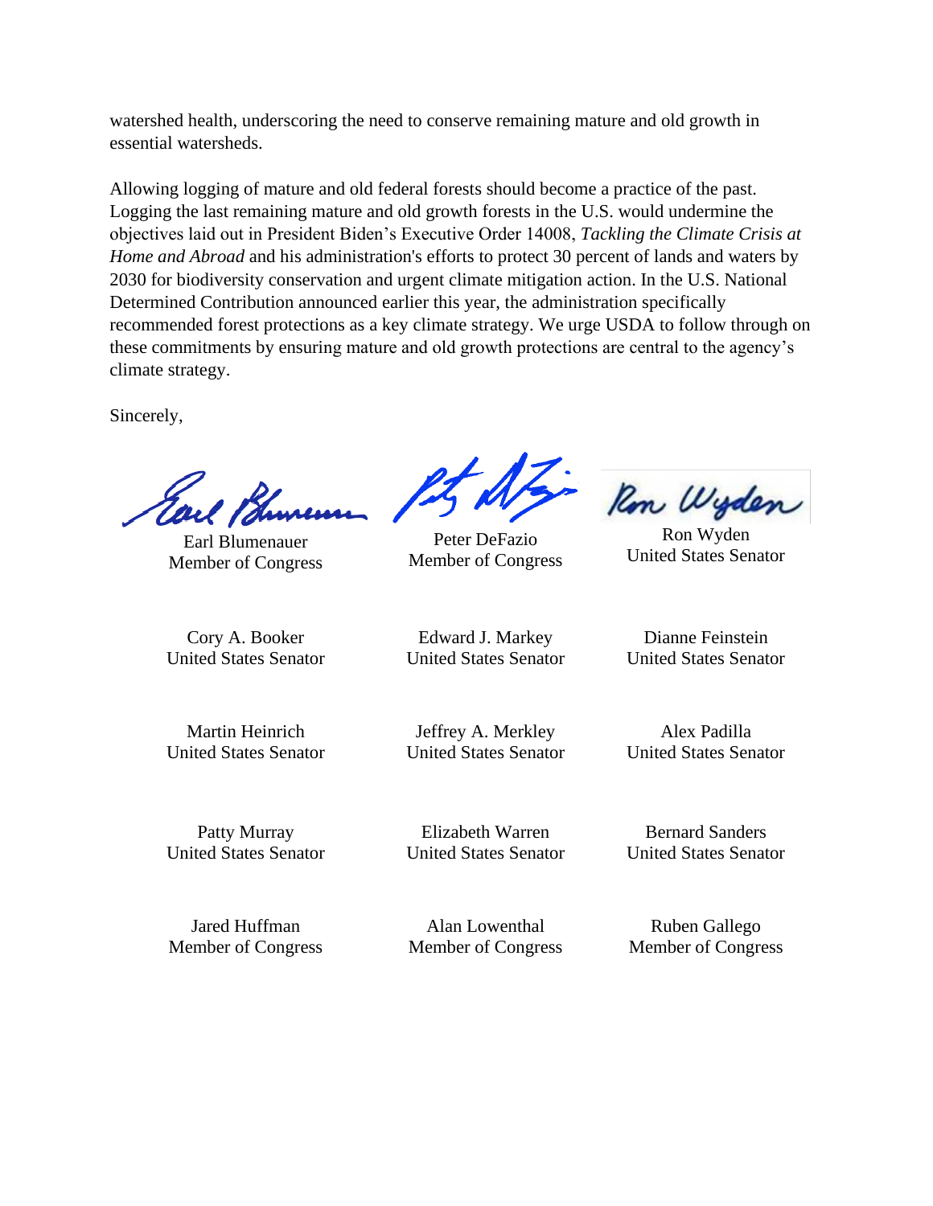watershed health, underscoring the need to conserve remaining mature and old growth in essential watersheds.

Allowing logging of mature and old federal forests should become a practice of the past. Logging the last remaining mature and old growth forests in the U.S. would undermine the objectives laid out in President Biden's Executive Order 14008, *Tackling the Climate Crisis at Home and Abroad* and his administration's efforts to protect 30 percent of lands and waters by 2030 for biodiversity conservation and urgent climate mitigation action. In the U.S. National Determined Contribution announced earlier this year, the administration specifically recommended forest protections as a key climate strategy. We urge USDA to follow through on these commitments by ensuring mature and old growth protections are central to the agency's climate strategy.

Sincerely,

Earl Blumenauer
Member of Congress

Peter DeFazio
Member of Congress

Ron Wyden
United States Senator

Cory A. Booker
United States Senator

Edward J. Markey
United States Senator

Dianne Feinstein
United States Senator

Martin Heinrich
United States Senator

Jeffrey A. Merkley
United States Senator

Alex Padilla
United States Senator

Patty Murray
United States Senator

Elizabeth Warren
United States Senator

Bernard Sanders
United States Senator

Jared Huffman
Member of Congress

Alan Lowenthal
Member of Congress

Ruben Gallego
Member of Congress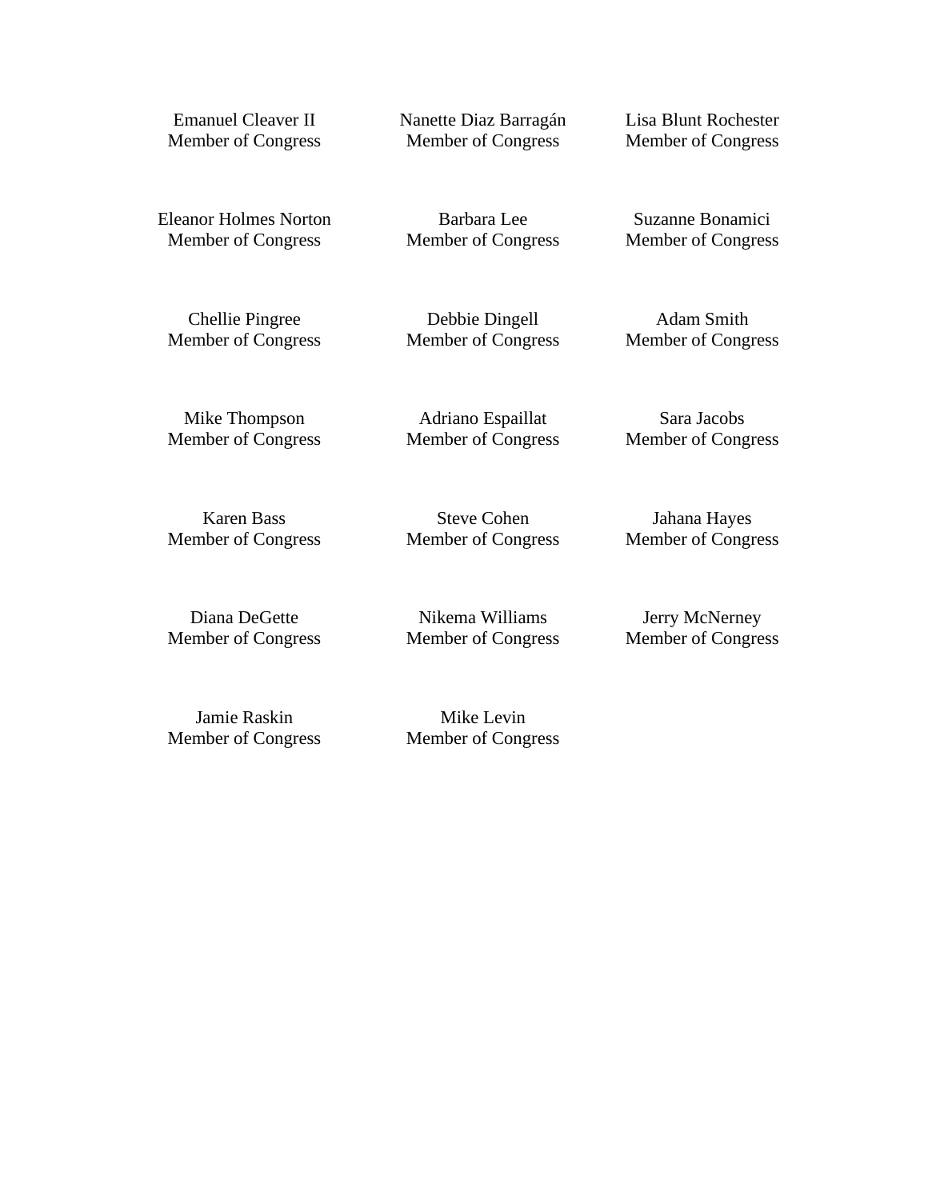| | | |
|---|---|---|
| Emanuel Cleaver II<br>Member of Congress | Nanette Diaz Barragán<br>Member of Congress | Lisa Blunt Rochester<br>Member of Congress |
| Eleanor Holmes Norton<br>Member of Congress | Barbara Lee<br>Member of Congress | Suzanne Bonamici<br>Member of Congress |
| Chellie Pingree<br>Member of Congress | Debbie Dingell<br>Member of Congress | Adam Smith<br>Member of Congress |
| Mike Thompson<br>Member of Congress | Adriano Espaillat<br>Member of Congress | Sara Jacobs<br>Member of Congress |
| Karen Bass<br>Member of Congress | Steve Cohen<br>Member of Congress | Jahana Hayes<br>Member of Congress |
| Diana DeGette<br>Member of Congress | Nikema Williams<br>Member of Congress | Jerry McNerney<br>Member of Congress |
| Jamie Raskin<br>Member of Congress | Mike Levin<br>Member of Congress | |